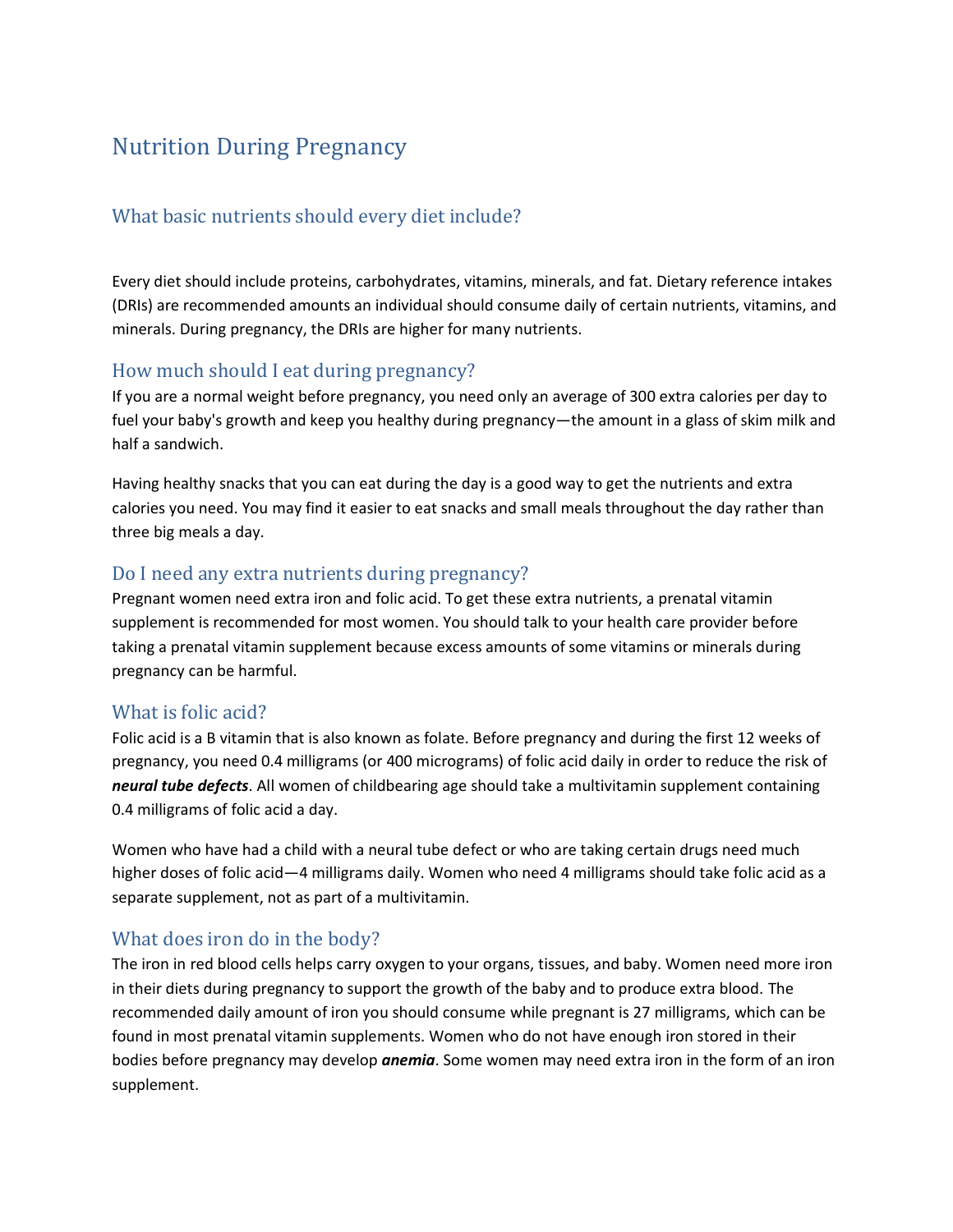# Nutrition During Pregnancy

## What basic nutrients should every diet include?

Every diet should include proteins, carbohydrates, vitamins, minerals, and fat. Dietary reference intakes (DRIs) are recommended amounts an individual should consume daily of certain nutrients, vitamins, and minerals. During pregnancy, the DRIs are higher for many nutrients.

### How much should I eat during pregnancy?

If you are a normal weight before pregnancy, you need only an average of 300 extra calories per day to fuel your baby's growth and keep you healthy during pregnancy—the amount in a glass of skim milk and half a sandwich.

Having healthy snacks that you can eat during the day is a good way to get the nutrients and extra calories you need. You may find it easier to eat snacks and small meals throughout the day rather than three big meals a day.

### Do I need any extra nutrients during pregnancy?

Pregnant women need extra iron and folic acid. To get these extra nutrients, a prenatal vitamin supplement is recommended for most women. You should talk to your health care provider before taking a prenatal vitamin supplement because excess amounts of some vitamins or minerals during pregnancy can be harmful.

### What is folic acid?

Folic acid is a B vitamin that is also known as folate. Before pregnancy and during the first 12 weeks of pregnancy, you need 0.4 milligrams (or 400 micrograms) of folic acid daily in order to reduce the risk of ***neural tube defects***. All women of childbearing age should take a multivitamin supplement containing 0.4 milligrams of folic acid a day.

Women who have had a child with a neural tube defect or who are taking certain drugs need much higher doses of folic acid—4 milligrams daily. Women who need 4 milligrams should take folic acid as a separate supplement, not as part of a multivitamin.

### What does iron do in the body?

The iron in red blood cells helps carry oxygen to your organs, tissues, and baby. Women need more iron in their diets during pregnancy to support the growth of the baby and to produce extra blood. The recommended daily amount of iron you should consume while pregnant is 27 milligrams, which can be found in most prenatal vitamin supplements. Women who do not have enough iron stored in their bodies before pregnancy may develop ***anemia***. Some women may need extra iron in the form of an iron supplement.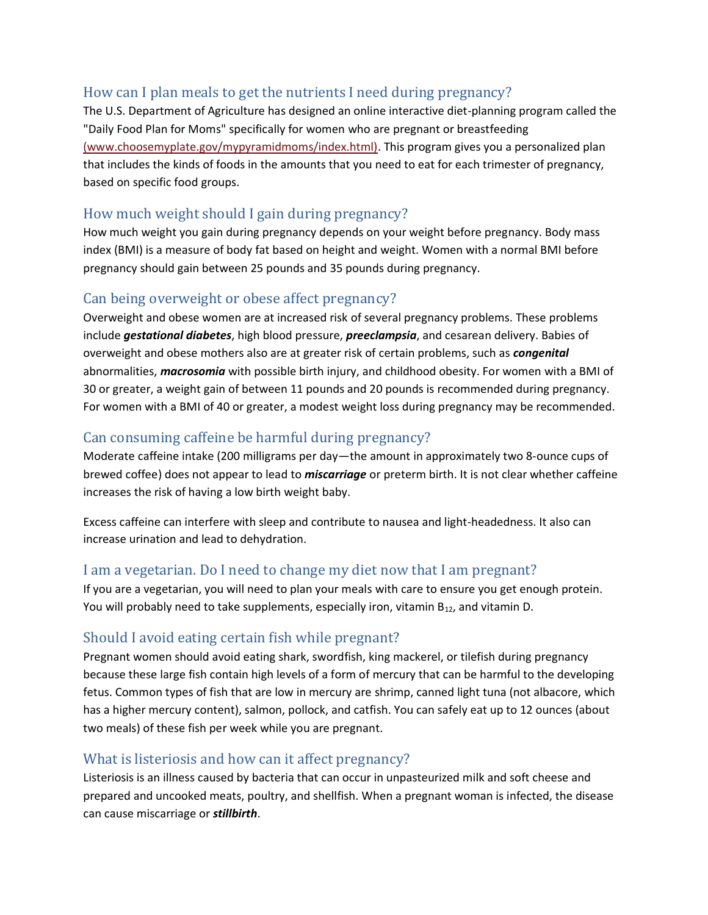## How can I plan meals to get the nutrients I need during pregnancy?

The U.S. Department of Agriculture has designed an online interactive diet-planning program called the "Daily Food Plan for Moms" specifically for women who are pregnant or breastfeeding (www.choosemyplate.gov/mypyramidmoms/index.html). This program gives you a personalized plan that includes the kinds of foods in the amounts that you need to eat for each trimester of pregnancy, based on specific food groups.

## How much weight should I gain during pregnancy?

How much weight you gain during pregnancy depends on your weight before pregnancy. Body mass index (BMI) is a measure of body fat based on height and weight. Women with a normal BMI before pregnancy should gain between 25 pounds and 35 pounds during pregnancy.

## Can being overweight or obese affect pregnancy?

Overweight and obese women are at increased risk of several pregnancy problems. These problems include ***gestational diabetes***, high blood pressure, ***preeclampsia***, and cesarean delivery. Babies of overweight and obese mothers also are at greater risk of certain problems, such as ***congenital*** abnormalities, ***macrosomia*** with possible birth injury, and childhood obesity. For women with a BMI of 30 or greater, a weight gain of between 11 pounds and 20 pounds is recommended during pregnancy. For women with a BMI of 40 or greater, a modest weight loss during pregnancy may be recommended.

## Can consuming caffeine be harmful during pregnancy?

Moderate caffeine intake (200 milligrams per day—the amount in approximately two 8-ounce cups of brewed coffee) does not appear to lead to ***miscarriage*** or preterm birth. It is not clear whether caffeine increases the risk of having a low birth weight baby.

Excess caffeine can interfere with sleep and contribute to nausea and light-headedness. It also can increase urination and lead to dehydration.

## I am a vegetarian. Do I need to change my diet now that I am pregnant?

If you are a vegetarian, you will need to plan your meals with care to ensure you get enough protein. You will probably need to take supplements, especially iron, vitamin $B_{12}$, and vitamin D.

## Should I avoid eating certain fish while pregnant?

Pregnant women should avoid eating shark, swordfish, king mackerel, or tilefish during pregnancy because these large fish contain high levels of a form of mercury that can be harmful to the developing fetus. Common types of fish that are low in mercury are shrimp, canned light tuna (not albacore, which has a higher mercury content), salmon, pollock, and catfish. You can safely eat up to 12 ounces (about two meals) of these fish per week while you are pregnant.

## What is listeriosis and how can it affect pregnancy?

Listeriosis is an illness caused by bacteria that can occur in unpasteurized milk and soft cheese and prepared and uncooked meats, poultry, and shellfish. When a pregnant woman is infected, the disease can cause miscarriage or ***stillbirth***.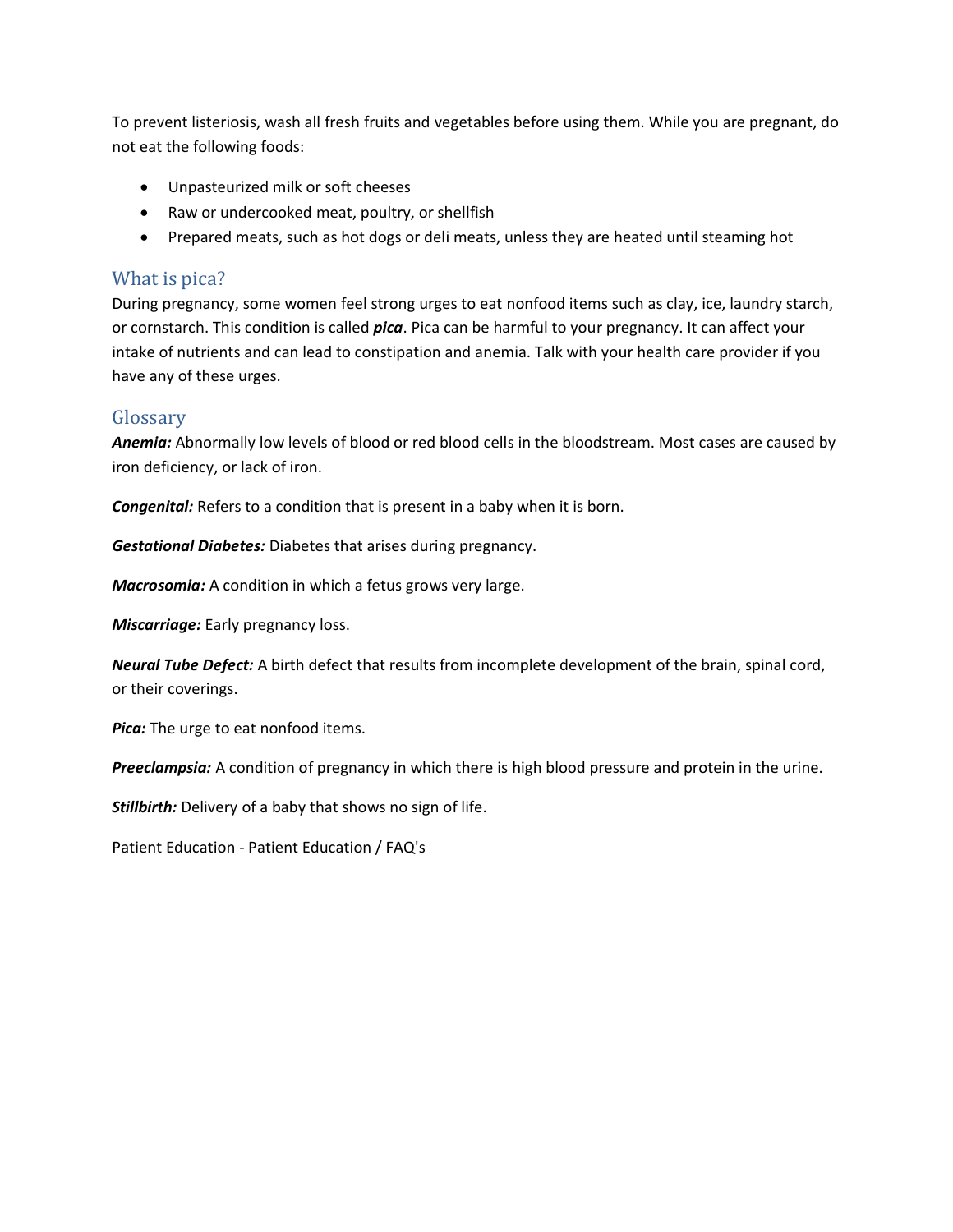To prevent listeriosis, wash all fresh fruits and vegetables before using them. While you are pregnant, do not eat the following foods:

- Unpasteurized milk or soft cheeses
- Raw or undercooked meat, poultry, or shellfish
- Prepared meats, such as hot dogs or deli meats, unless they are heated until steaming hot

## What is pica?

During pregnancy, some women feel strong urges to eat nonfood items such as clay, ice, laundry starch, or cornstarch. This condition is called ***pica***. Pica can be harmful to your pregnancy. It can affect your intake of nutrients and can lead to constipation and anemia. Talk with your health care provider if you have any of these urges.

## Glossary

***Anemia:*** Abnormally low levels of blood or red blood cells in the bloodstream. Most cases are caused by iron deficiency, or lack of iron.

***Congenital:*** Refers to a condition that is present in a baby when it is born.

***Gestational Diabetes:*** Diabetes that arises during pregnancy.

***Macrosomia:*** A condition in which a fetus grows very large.

***Miscarriage:*** Early pregnancy loss.

***Neural Tube Defect:*** A birth defect that results from incomplete development of the brain, spinal cord, or their coverings.

***Pica:*** The urge to eat nonfood items.

***Preeclampsia:*** A condition of pregnancy in which there is high blood pressure and protein in the urine.

***Stillbirth:*** Delivery of a baby that shows no sign of life.

Patient Education - Patient Education / FAQ's